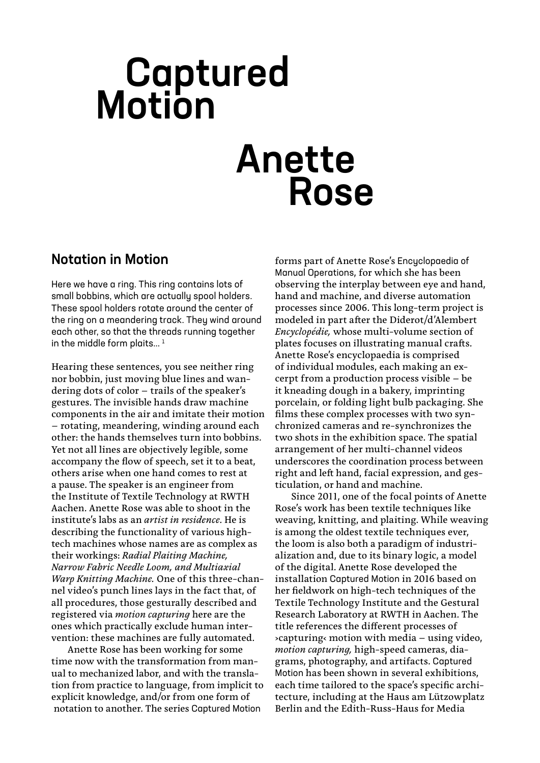# Captured Motion

# Anette Rose

## Notation in Motion

Here we have a ring. This ring contains lots of small bobbins, which are actually spool holders. These spool holders rotate around the center of the ring on a meandering track. They wind around each other, so that the threads running together in the middle form plaits… [1]

Hearing these sentences, you see neither ring nor bobbin, just moving blue lines and wandering dots of color – trails of the speaker's gestures. The invisible hands draw machine components in the air and imitate their motion – rotating, meandering, winding around each other: the hands themselves turn into bobbins. Yet not all lines are objectively legible, some accompany the flow of speech, set it to a beat, others arise when one hand comes to rest at a pause. The speaker is an engineer from the Institute of Textile Technology at RWTH Aachen. Anette Rose was able to shoot in the institute's labs as an *artist in residence*. He is describing the functionality of various high-tech machines whose names are as complex as their workings: *Radial Plaiting Machine, Narrow Fabric Needle Loom, and Multiaxial Warp Knitting Machine.* One of this three-channel video's punch lines lays in the fact that, of all procedures, those gesturally described and registered via *motion capturing* here are the ones which practically exclude human intervention: these machines are fully automated.

Anette Rose has been working for some time now with the transformation from manual to mechanized labor, and with the translation from practice to language, from implicit to explicit knowledge, and/or from one form of notation to another. The series Captured Motion forms part of Anette Rose's Encyclopaedia of Manual Operations, for which she has been observing the interplay between eye and hand, hand and machine, and diverse automation processes since 2006. This long-term project is modeled in part after the Diderot/d'Alembert *Encyclopédie,* whose multi-volume section of plates focuses on illustrating manual crafts. Anette Rose's encyclopaedia is comprised of individual modules, each making an excerpt from a production process visible – be it kneading dough in a bakery, imprinting porcelain, or folding light bulb packaging. She films these complex processes with two synchronized cameras and re-synchronizes the two shots in the exhibition space. The spatial arrangement of her multi-channel videos underscores the coordination process between right and left hand, facial expression, and gesticulation, or hand and machine.

Since 2011, one of the focal points of Anette Rose's work has been textile techniques like weaving, knitting, and plaiting. While weaving is among the oldest textile techniques ever, the loom is also both a paradigm of industrialization and, due to its binary logic, a model of the digital. Anette Rose developed the installation Captured Motion in 2016 based on her fieldwork on high-tech techniques of the Textile Technology Institute and the Gestural Research Laboratory at RWTH in Aachen. The title references the different processes of ›capturing‹ motion with media – using video, *motion capturing,* high-speed cameras, diagrams, photography, and artifacts. Captured Motion has been shown in several exhibitions, each time tailored to the space's specific architecture, including at the Haus am Lützowplatz Berlin and the Edith-Russ-Haus for Media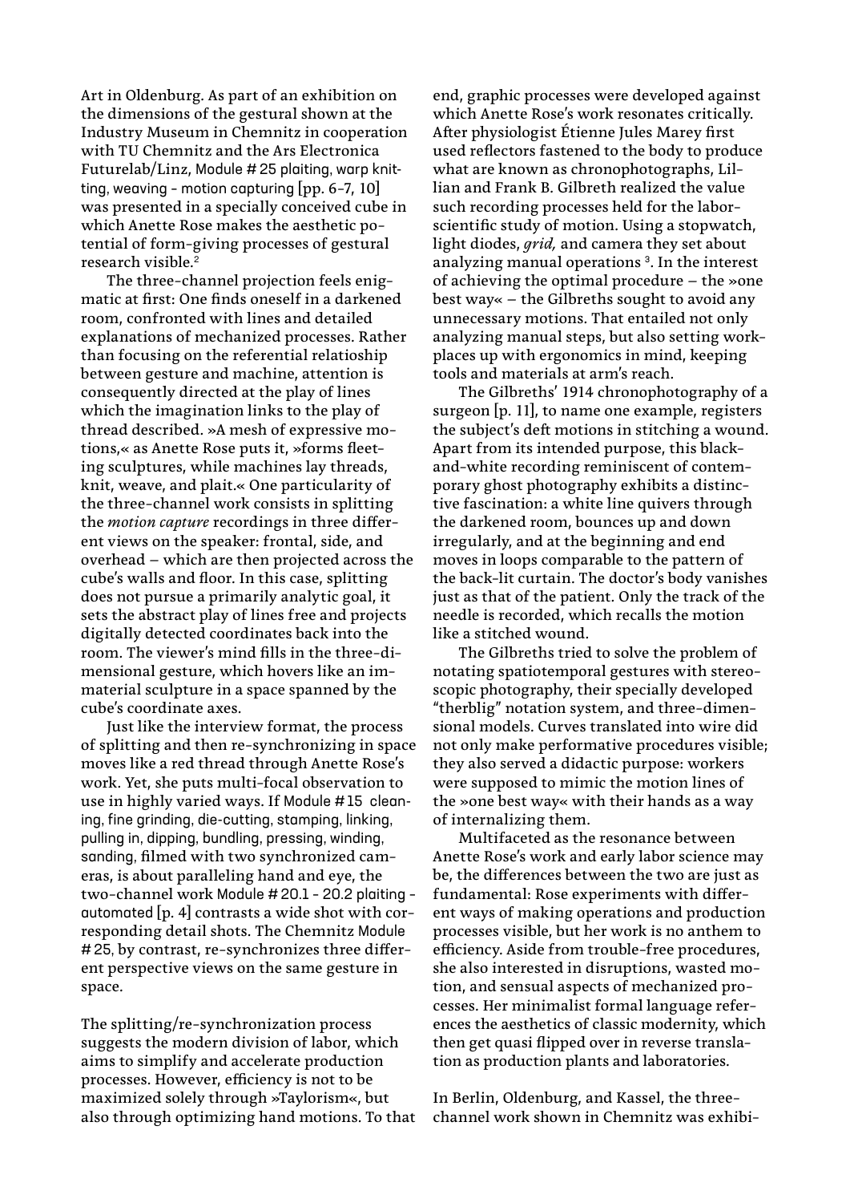Art in Oldenburg. As part of an exhibition on the dimensions of the gestural shown at the Industry Museum in Chemnitz in cooperation with TU Chemnitz and the Ars Electronica Futurelab/Linz, Module # 25 plaiting, warp knitting, weaving – motion capturing [pp. 6–7, 10] was presented in a specially conceived cube in which Anette Rose makes the aesthetic potential of form-giving processes of gestural research visible.[2]

The three-channel projection feels enigmatic at first: One finds oneself in a darkened room, confronted with lines and detailed explanations of mechanized processes. Rather than focusing on the referential relatioship between gesture and machine, attention is consequently directed at the play of lines which the imagination links to the play of thread described. »A mesh of expressive motions,« as Anette Rose puts it, »forms fleeting sculptures, while machines lay threads, knit, weave, and plait.« One particularity of the three-channel work consists in splitting the *motion capture* recordings in three different views on the speaker: frontal, side, and overhead – which are then projected across the cube's walls and floor. In this case, splitting does not pursue a primarily analytic goal, it sets the abstract play of lines free and projects digitally detected coordinates back into the room. The viewer's mind fills in the three-dimensional gesture, which hovers like an immaterial sculpture in a space spanned by the cube's coordinate axes.

Just like the interview format, the process of splitting and then re-synchronizing in space moves like a red thread through Anette Rose's work. Yet, she puts multi-focal observation to use in highly varied ways. If Module # 15 cleaning, fine grinding, die-cutting, stamping, linking, pulling in, dipping, bundling, pressing, winding, sanding, filmed with two synchronized cameras, is about paralleling hand and eye, the two-channel work Module # 20.1 – 20.2 plaiting – automated [p. 4] contrasts a wide shot with corresponding detail shots. The Chemnitz Module # 25, by contrast, re-synchronizes three different perspective views on the same gesture in space.

The splitting/re-synchronization process suggests the modern division of labor, which aims to simplify and accelerate production processes. However, efficiency is not to be maximized solely through »Taylorism«, but also through optimizing hand motions. To that end, graphic processes were developed against which Anette Rose's work resonates critically. After physiologist Étienne Jules Marey first used reflectors fastened to the body to produce what are known as chronophotographs, Lillian and Frank B. Gilbreth realized the value such recording processes held for the labor-scientific study of motion. Using a stopwatch, light diodes, *grid,* and camera they set about analyzing manual operations [3]. In the interest of achieving the optimal procedure – the »one best way« – the Gilbreths sought to avoid any unnecessary motions. That entailed not only analyzing manual steps, but also setting workplaces up with ergonomics in mind, keeping tools and materials at arm's reach.

The Gilbreths' 1914 chronophotography of a surgeon [p. 11], to name one example, registers the subject's deft motions in stitching a wound. Apart from its intended purpose, this black-and-white recording reminiscent of contemporary ghost photography exhibits a distinctive fascination: a white line quivers through the darkened room, bounces up and down irregularly, and at the beginning and end moves in loops comparable to the pattern of the back-lit curtain. The doctor's body vanishes just as that of the patient. Only the track of the needle is recorded, which recalls the motion like a stitched wound.

The Gilbreths tried to solve the problem of notating spatiotemporal gestures with stereoscopic photography, their specially developed "therblig" notation system, and three-dimensional models. Curves translated into wire did not only make performative procedures visible; they also served a didactic purpose: workers were supposed to mimic the motion lines of the »one best way« with their hands as a way of internalizing them.

Multifaceted as the resonance between Anette Rose's work and early labor science may be, the differences between the two are just as fundamental: Rose experiments with different ways of making operations and production processes visible, but her work is no anthem to efficiency. Aside from trouble-free procedures, she also interested in disruptions, wasted motion, and sensual aspects of mechanized processes. Her minimalist formal language references the aesthetics of classic modernity, which then get quasi flipped over in reverse translation as production plants and laboratories.

In Berlin, Oldenburg, and Kassel, the three-channel work shown in Chemnitz was exhibi-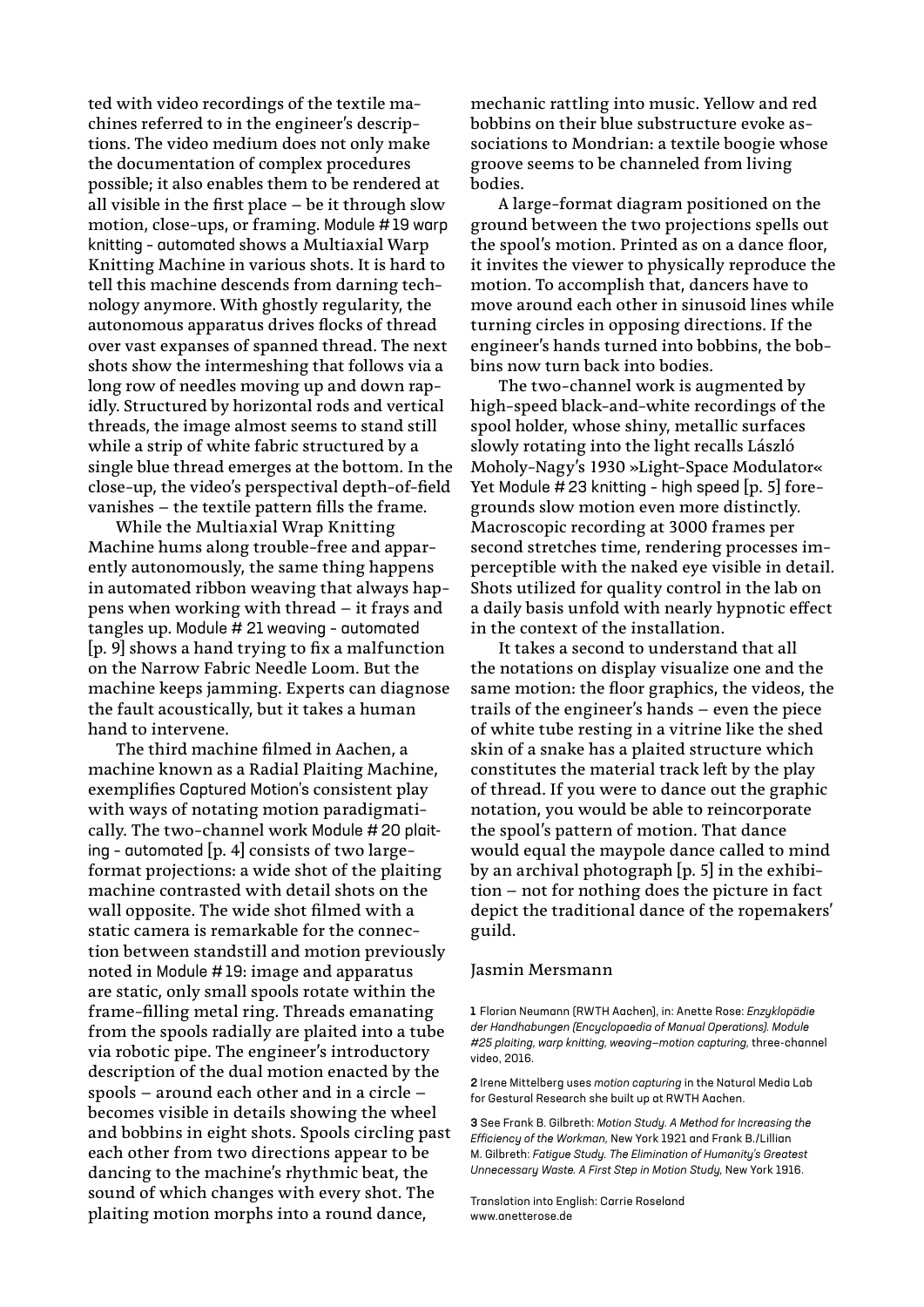ted with video recordings of the textile machines referred to in the engineer's descriptions. The video medium does not only make the documentation of complex procedures possible; it also enables them to be rendered at all visible in the first place – be it through slow motion, close-ups, or framing. Module # 19 warp knitting - automated shows a Multiaxial Warp Knitting Machine in various shots. It is hard to tell this machine descends from darning technology anymore. With ghostly regularity, the autonomous apparatus drives flocks of thread over vast expanses of spanned thread. The next shots show the intermeshing that follows via a long row of needles moving up and down rapidly. Structured by horizontal rods and vertical threads, the image almost seems to stand still while a strip of white fabric structured by a single blue thread emerges at the bottom. In the close-up, the video's perspectival depth-of-field vanishes – the textile pattern fills the frame.

While the Multiaxial Wrap Knitting Machine hums along trouble-free and apparently autonomously, the same thing happens in automated ribbon weaving that always happens when working with thread – it frays and tangles up. Module # 21 weaving - automated [p. 9] shows a hand trying to fix a malfunction on the Narrow Fabric Needle Loom. But the machine keeps jamming. Experts can diagnose the fault acoustically, but it takes a human hand to intervene.

The third machine filmed in Aachen, a machine known as a Radial Plaiting Machine, exemplifies Captured Motion's consistent play with ways of notating motion paradigmatically. The two-channel work Module # 20 plaiting - automated [p. 4] consists of two large-format projections: a wide shot of the plaiting machine contrasted with detail shots on the wall opposite. The wide shot filmed with a static camera is remarkable for the connection between standstill and motion previously noted in Module # 19: image and apparatus are static, only small spools rotate within the frame-filling metal ring. Threads emanating from the spools radially are plaited into a tube via robotic pipe. The engineer's introductory description of the dual motion enacted by the spools – around each other and in a circle – becomes visible in details showing the wheel and bobbins in eight shots. Spools circling past each other from two directions appear to be dancing to the machine's rhythmic beat, the sound of which changes with every shot. The plaiting motion morphs into a round dance, mechanic rattling into music. Yellow and red bobbins on their blue substructure evoke associations to Mondrian: a textile boogie whose groove seems to be channeled from living bodies.

A large-format diagram positioned on the ground between the two projections spells out the spool's motion. Printed as on a dance floor, it invites the viewer to physically reproduce the motion. To accomplish that, dancers have to move around each other in sinusoid lines while turning circles in opposing directions. If the engineer's hands turned into bobbins, the bobbins now turn back into bodies.

The two-channel work is augmented by high-speed black-and-white recordings of the spool holder, whose shiny, metallic surfaces slowly rotating into the light recalls László Moholy-Nagy's 1930 »Light-Space Modulator« Yet Module # 23 knitting - high speed [p. 5] foregrounds slow motion even more distinctly. Macroscopic recording at 3000 frames per second stretches time, rendering processes imperceptible with the naked eye visible in detail. Shots utilized for quality control in the lab on a daily basis unfold with nearly hypnotic effect in the context of the installation.

It takes a second to understand that all the notations on display visualize one and the same motion: the floor graphics, the videos, the trails of the engineer's hands – even the piece of white tube resting in a vitrine like the shed skin of a snake has a plaited structure which constitutes the material track left by the play of thread. If you were to dance out the graphic notation, you would be able to reincorporate the spool's pattern of motion. That dance would equal the maypole dance called to mind by an archival photograph [p. 5] in the exhibition – not for nothing does the picture in fact depict the traditional dance of the ropemakers' guild.

Jasmin Mersmann

**1** Florian Neumann (RWTH Aachen), in: Anette Rose: *Enzyklopädie der Handhabungen (Encyclopaedia of Manual Operations). Module #25 plaiting, warp knitting, weaving—motion capturing*, three-channel video, 2016.

**2** Irene Mittelberg uses *motion capturing* in the Natural Media Lab for Gestural Research she built up at RWTH Aachen.

**3** See Frank B. Gilbreth: *Motion Study. A Method for Increasing the Efficiency of the Workman*, New York 1921 and Frank B./Lillian M. Gilbreth: *Fatigue Study. The Elimination of Humanity's Greatest Unnecessary Waste. A First Step in Motion Study*, New York 1916.

Translation into English: Carrie Roseland
www.anetterose.de